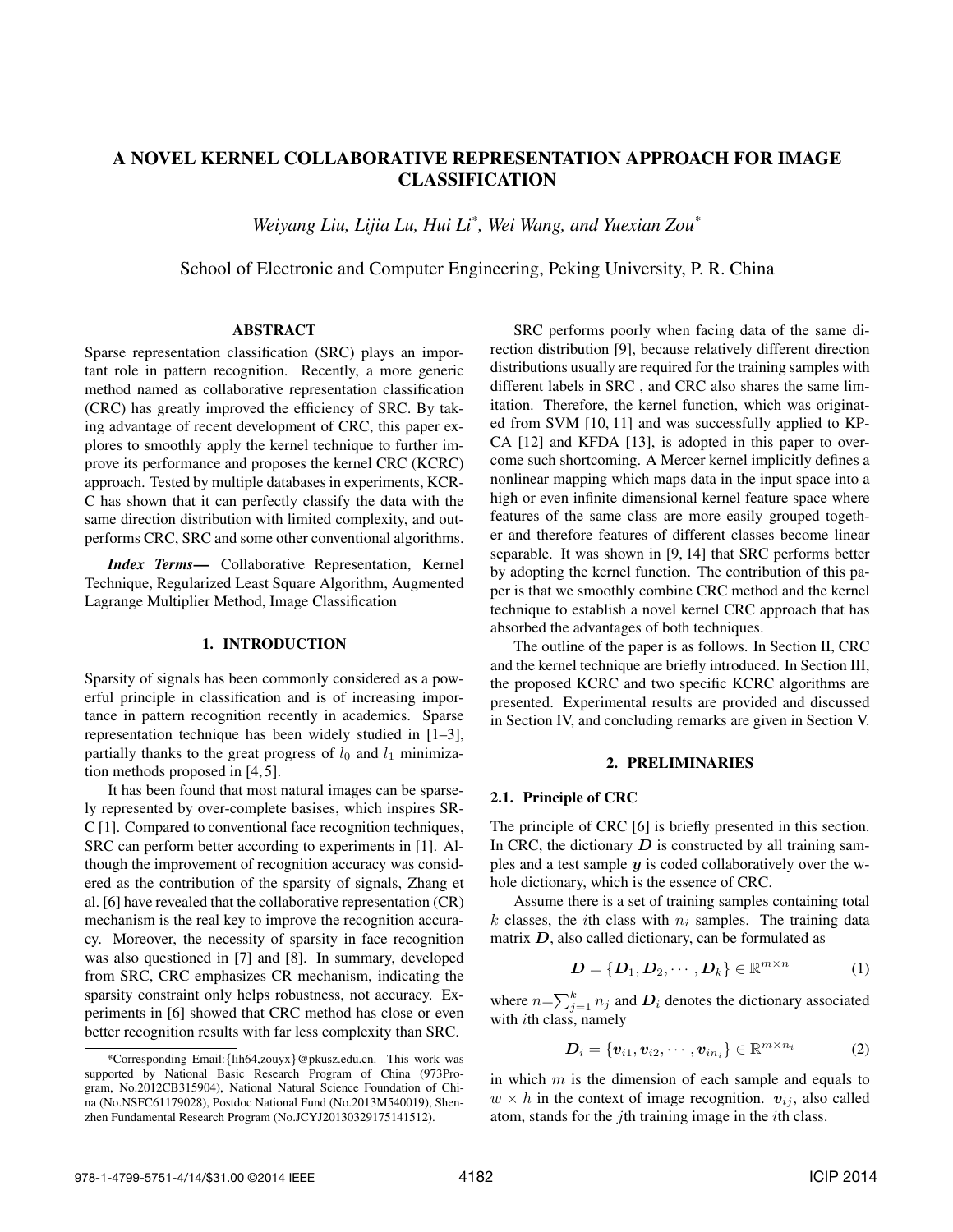# A NOVEL KERNEL COLLABORATIVE REPRESENTATION APPROACH FOR IMAGE CLASSIFICATION

*Weiyang Liu, Lijia Lu, Hui Li[*], Wei Wang, and Yuexian Zou[*]*

School of Electronic and Computer Engineering, Peking University, P. R. China

## ABSTRACT

Sparse representation classification (SRC) plays an important role in pattern recognition. Recently, a more generic method named as collaborative representation classification (CRC) has greatly improved the efficiency of SRC. By taking advantage of recent development of CRC, this paper explores to smoothly apply the kernel technique to further improve its performance and proposes the kernel CRC (KCRC) approach. Tested by multiple databases in experiments, KCRC has shown that it can perfectly classify the data with the same direction distribution with limited complexity, and outperforms CRC, SRC and some other conventional algorithms.

***Index Terms*—** Collaborative Representation, Kernel Technique, Regularized Least Square Algorithm, Augmented Lagrange Multiplier Method, Image Classification

## 1. INTRODUCTION

Sparsity of signals has been commonly considered as a powerful principle in classification and is of increasing importance in pattern recognition recently in academics. Sparse representation technique has been widely studied in [1–3], partially thanks to the great progress of $l_0$ and $l_1$ minimization methods proposed in [4, 5].

It has been found that most natural images can be sparsely represented by over-complete basises, which inspires SRC [1]. Compared to conventional face recognition techniques, SRC can perform better according to experiments in [1]. Although the improvement of recognition accuracy was considered as the contribution of the sparsity of signals, Zhang et al. [6] have revealed that the collaborative representation (CR) mechanism is the real key to improve the recognition accuracy. Moreover, the necessity of sparsity in face recognition was also questioned in [7] and [8]. In summary, developed from SRC, CRC emphasizes CR mechanism, indicating the sparsity constraint only helps robustness, not accuracy. Experiments in [6] showed that CRC method has close or even better recognition results with far less complexity than SRC.

SRC performs poorly when facing data of the same direction distribution [9], because relatively different direction distributions usually are required for the training samples with different labels in SRC , and CRC also shares the same limitation. Therefore, the kernel function, which was originated from SVM [10, 11] and was successfully applied to KPCA [12] and KFDA [13], is adopted in this paper to overcome such shortcoming. A Mercer kernel implicitly defines a nonlinear mapping which maps data in the input space into a high or even infinite dimensional kernel feature space where features of the same class are more easily grouped together and therefore features of different classes become linear separable. It was shown in [9, 14] that SRC performs better by adopting the kernel function. The contribution of this paper is that we smoothly combine CRC method and the kernel technique to establish a novel kernel CRC approach that has absorbed the advantages of both techniques.

The outline of the paper is as follows. In Section II, CRC and the kernel technique are briefly introduced. In Section III, the proposed KCRC and two specific KCRC algorithms are presented. Experimental results are provided and discussed in Section IV, and concluding remarks are given in Section V.

## 2. PRELIMINARIES

### 2.1. Principle of CRC

The principle of CRC [6] is briefly presented in this section. In CRC, the dictionary $\boldsymbol{D}$ is constructed by all training samples and a test sample $\boldsymbol{y}$ is coded collaboratively over the whole dictionary, which is the essence of CRC.

Assume there is a set of training samples containing total $k$ classes, the $i$th class with $n_i$ samples. The training data matrix $\boldsymbol{D}$, also called dictionary, can be formulated as

$$\boldsymbol{D} = \{\boldsymbol{D}_1, \boldsymbol{D}_2, \cdots, \boldsymbol{D}_k\} \in \mathbb{R}^{m \times n} \tag{1}$$

where $n=\sum_{j=1}^{k} n_j$ and $\boldsymbol{D}_i$ denotes the dictionary associated with $i$th class, namely

$$\boldsymbol{D}_i = \{\boldsymbol{v}_{i1}, \boldsymbol{v}_{i2}, \cdots, \boldsymbol{v}_{in_i}\} \in \mathbb{R}^{m \times n_i} \tag{2}$$

in which $m$ is the dimension of each sample and equals to $w \times h$ in the context of image recognition. $\boldsymbol{v}_{ij}$, also called atom, stands for the $j$th training image in the $i$th class.

*Corresponding Email:{lih64,zouyx}@pkusz.edu.cn. This work was supported by National Basic Research Program of China (973Program, No.2012CB315904), National Natural Science Foundation of China (No.NSFC61179028), Postdoc National Fund (No.2013M540019), Shenzhen Fundamental Research Program (No.JCYJ20130329175141512).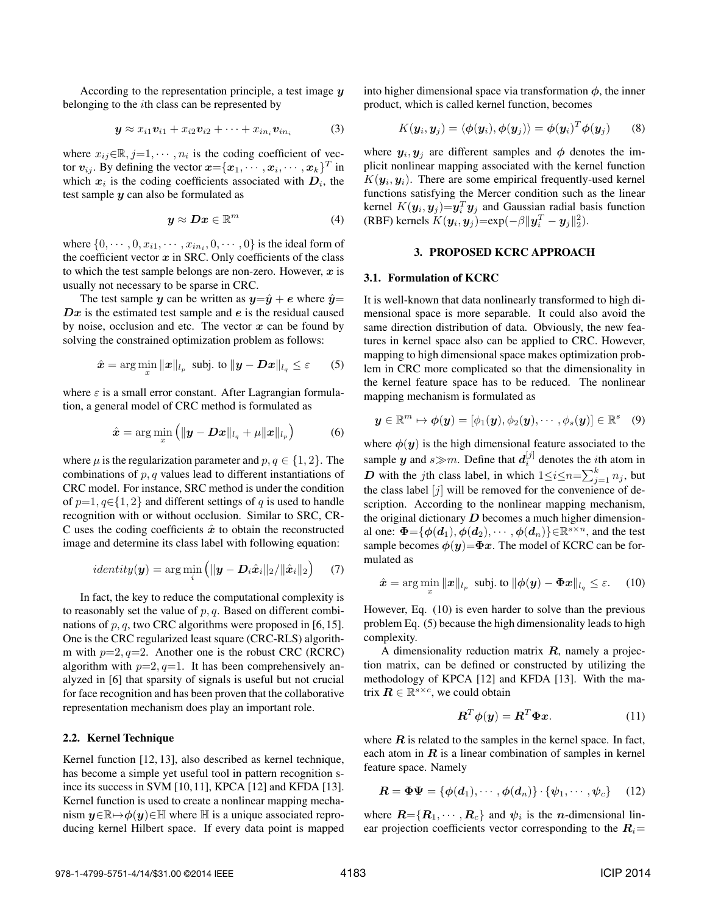According to the representation principle, a test image $\boldsymbol{y}$ belonging to the $i$th class can be represented by

$$\boldsymbol{y} \approx x_{i1}\boldsymbol{v}_{i1} + x_{i2}\boldsymbol{v}_{i2} + \cdots + x_{in_i}\boldsymbol{v}_{in_i} \tag{3}$$

where $x_{ij}\in\mathbb{R}, j=1,\cdots,n_i$ is the coding coefficient of vector $\boldsymbol{v}_{ij}$. By defining the vector $\boldsymbol{x}=\{\boldsymbol{x}_1,\cdots,\boldsymbol{x}_i,\cdots,\boldsymbol{x}_k\}^T$ in which $\boldsymbol{x}_i$ is the coding coefficients associated with $\boldsymbol{D}_i$, the test sample $\boldsymbol{y}$ can also be formulated as

$$\boldsymbol{y} \approx \boldsymbol{D}\boldsymbol{x} \in \mathbb{R}^m \tag{4}$$

where $\{0,\cdots,0,x_{i1},\cdots,x_{in_i},0,\cdots,0\}$ is the ideal form of the coefficient vector $\boldsymbol{x}$ in SRC. Only coefficients of the class to which the test sample belongs are non-zero. However, $\boldsymbol{x}$ is usually not necessary to be sparse in CRC.

The test sample $\boldsymbol{y}$ can be written as $\boldsymbol{y}=\hat{\boldsymbol{y}}+\boldsymbol{e}$ where $\hat{\boldsymbol{y}}=\boldsymbol{D}\boldsymbol{x}$ is the estimated test sample and $\boldsymbol{e}$ is the residual caused by noise, occlusion and etc. The vector $\boldsymbol{x}$ can be found by solving the constrained optimization problem as follows:

$$\hat{\boldsymbol{x}} = \arg\min_{x} \|\boldsymbol{x}\|_{l_p} \text{ subj. to } \|\boldsymbol{y}-\boldsymbol{D}\boldsymbol{x}\|_{l_q} \leq \varepsilon \tag{5}$$

where $\varepsilon$ is a small error constant. After Lagrangian formulation, a general model of CRC method is formulated as

$$\hat{\boldsymbol{x}} = \arg\min_{x} \left(\|\boldsymbol{y}-\boldsymbol{D}\boldsymbol{x}\|_{l_q} + \mu\|\boldsymbol{x}\|_{l_p}\right) \tag{6}$$

where $\mu$ is the regularization parameter and $p,q\in\{1,2\}$. The combinations of $p,q$ values lead to different instantiations of CRC model. For instance, SRC method is under the condition of $p$=1, $q\in\{1,2\}$ and different settings of $q$ is used to handle recognition with or without occlusion. Similar to SRC, CRC uses the coding coefficients $\hat{\boldsymbol{x}}$ to obtain the reconstructed image and determine its class label with following equation:

$$identity(\boldsymbol{y}) = \arg\min_{i} \left(\|\boldsymbol{y}-\boldsymbol{D}_i\hat{\boldsymbol{x}}_i\|_2/\|\hat{\boldsymbol{x}}_i\|_2\right) \tag{7}$$

In fact, the key to reduce the computational complexity is to reasonably set the value of $p,q$. Based on different combinations of $p,q$, two CRC algorithms were proposed in [6,15]. One is the CRC regularized least square (CRC-RLS) algorithm with $p$=2, $q$=2. Another one is the robust CRC (RCRC) algorithm with $p$=2, $q$=1. It has been comprehensively analyzed in [6] that sparsity of signals is useful but not crucial for face recognition and has been proven that the collaborative representation mechanism does play an important role.

### 2.2. Kernel Technique

Kernel function [12, 13], also described as kernel technique, has become a simple yet useful tool in pattern recognition since its success in SVM [10,11], KPCA [12] and KFDA [13]. Kernel function is used to create a nonlinear mapping mechanism $\boldsymbol{y}\in\mathbb{R}\mapsto\boldsymbol{\phi}(\boldsymbol{y})\in\mathbb{H}$ where $\mathbb{H}$ is a unique associated reproducing kernel Hilbert space. If every data point is mapped into higher dimensional space via transformation $\boldsymbol{\phi}$, the inner product, which is called kernel function, becomes

$$K(\boldsymbol{y}_i,\boldsymbol{y}_j) = \langle\boldsymbol{\phi}(\boldsymbol{y}_i),\boldsymbol{\phi}(\boldsymbol{y}_j)\rangle = \boldsymbol{\phi}(\boldsymbol{y}_i)^T\boldsymbol{\phi}(\boldsymbol{y}_j) \tag{8}$$

where $\boldsymbol{y}_i,\boldsymbol{y}_j$ are different samples and $\boldsymbol{\phi}$ denotes the implicit nonlinear mapping associated with the kernel function $K(\boldsymbol{y}_i,\boldsymbol{y}_i)$. There are some empirical frequently-used kernel functions satisfying the Mercer condition such as the linear kernel $K(\boldsymbol{y}_i,\boldsymbol{y}_j)$=$\boldsymbol{y}_i^T\boldsymbol{y}_j$ and Gaussian radial basis function (RBF) kernels $K(\boldsymbol{y}_i,\boldsymbol{y}_j)$=exp$(-\beta\|\boldsymbol{y}_i^T-\boldsymbol{y}_j\|_2^2)$.

## 3. PROPOSED KCRC APPROACH

### 3.1. Formulation of KCRC

It is well-known that data nonlinearly transformed to high dimensional space is more separable. It could also avoid the same direction distribution of data. Obviously, the new features in kernel space also can be applied to CRC. However, mapping to high dimensional space makes optimization problem in CRC more complicated so that the dimensionality in the kernel feature space has to be reduced. The nonlinear mapping mechanism is formulated as

$$\boldsymbol{y}\in\mathbb{R}^m \mapsto \boldsymbol{\phi}(\boldsymbol{y}) = [\phi_1(\boldsymbol{y}),\phi_2(\boldsymbol{y}),\cdots,\phi_s(\boldsymbol{y})] \in \mathbb{R}^s \tag{9}$$

where $\boldsymbol{\phi}(\boldsymbol{y})$ is the high dimensional feature associated to the sample $\boldsymbol{y}$ and $s\gg m$. Define that $\boldsymbol{d}_i^{[j]}$ denotes the $i$th atom in $\boldsymbol{D}$ with the $j$th class label, in which $1\leq i\leq n=\sum_{j=1}^{k} n_j$, but the class label $[j]$ will be removed for the convenience of description. According to the nonlinear mapping mechanism, the original dictionary $\boldsymbol{D}$ becomes a much higher dimensional one: $\boldsymbol{\Phi}=\{\boldsymbol{\phi}(\boldsymbol{d}_1),\boldsymbol{\phi}(\boldsymbol{d}_2),\cdots,\boldsymbol{\phi}(\boldsymbol{d}_n)\}\in\mathbb{R}^{s\times n}$, and the test sample becomes $\boldsymbol{\phi}(\boldsymbol{y})$=$\boldsymbol{\Phi}\boldsymbol{x}$. The model of KCRC can be formulated as

$$\hat{\boldsymbol{x}} = \arg\min_{x} \|\boldsymbol{x}\|_{l_p} \text{ subj. to } \|\boldsymbol{\phi}(\boldsymbol{y})-\boldsymbol{\Phi}\boldsymbol{x}\|_{l_q} \leq \varepsilon. \tag{10}$$

However, Eq. (10) is even harder to solve than the previous problem Eq. (5) because the high dimensionality leads to high complexity.

A dimensionality reduction matrix $\boldsymbol{R}$, namely a projection matrix, can be defined or constructed by utilizing the methodology of KPCA [12] and KFDA [13]. With the matrix $\boldsymbol{R}\in\mathbb{R}^{s\times c}$, we could obtain

$$\boldsymbol{R}^T\boldsymbol{\phi}(\boldsymbol{y}) = \boldsymbol{R}^T\boldsymbol{\Phi}\boldsymbol{x}. \tag{11}$$

where $\boldsymbol{R}$ is related to the samples in the kernel space. In fact, each atom in $\boldsymbol{R}$ is a linear combination of samples in kernel feature space. Namely

$$\boldsymbol{R} = \boldsymbol{\Phi}\boldsymbol{\Psi} = \{\boldsymbol{\phi}(\boldsymbol{d}_1),\cdots,\boldsymbol{\phi}(\boldsymbol{d}_n)\}\cdot\{\boldsymbol{\psi}_1,\cdots,\boldsymbol{\psi}_c\} \tag{12}$$

where $\boldsymbol{R}$=$\{\boldsymbol{R}_1,\cdots,\boldsymbol{R}_c\}$ and $\boldsymbol{\psi}_i$ is the $\boldsymbol{n}$-dimensional linear projection coefficients vector corresponding to the $\boldsymbol{R}_i$=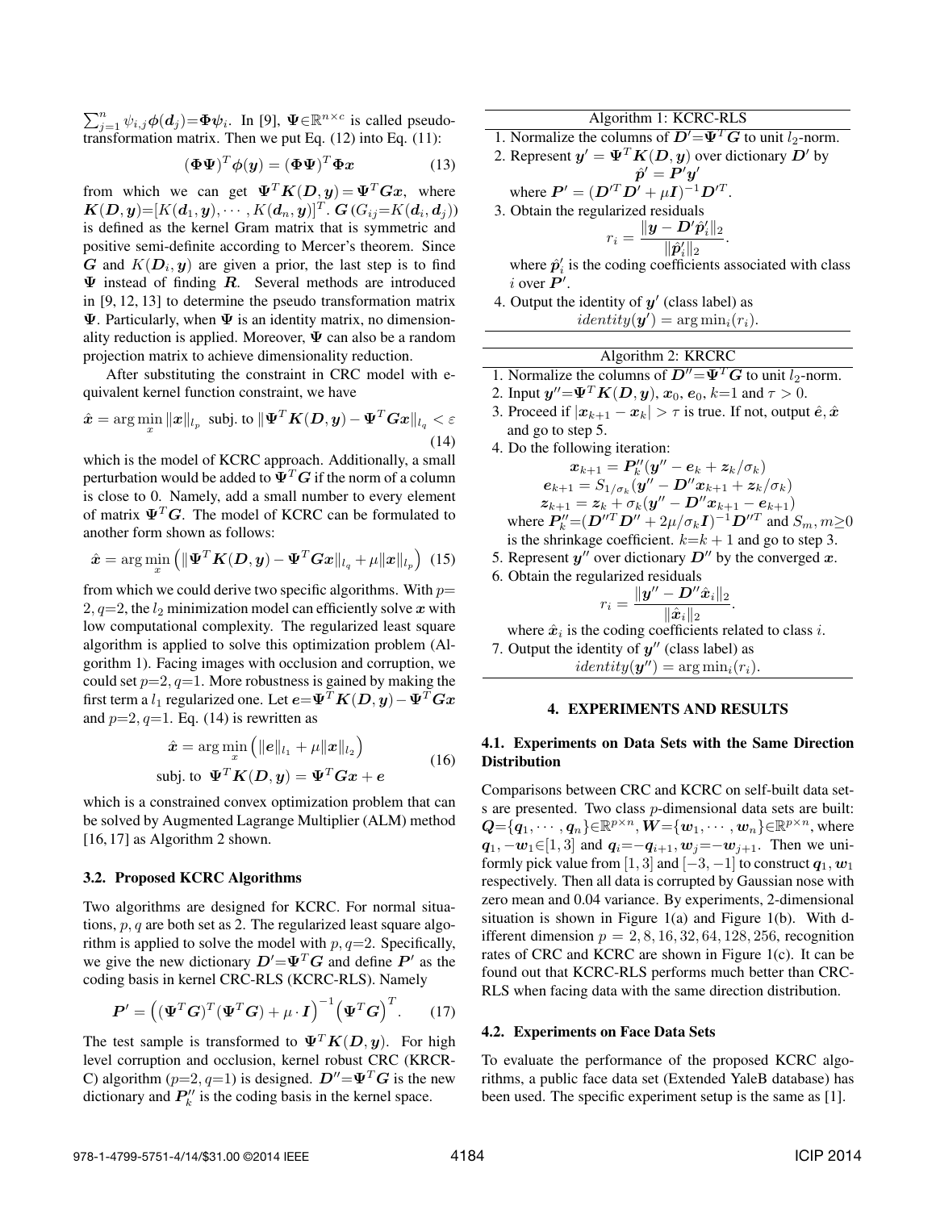$\sum_{j=1}^{n} \psi_{i,j}\boldsymbol{\phi}(\boldsymbol{d}_j)=\boldsymbol{\Phi}\boldsymbol{\psi}_i$. In [9], $\boldsymbol{\Psi}\in\mathbb{R}^{n\times c}$ is called pseudo-transformation matrix. Then we put Eq. (12) into Eq. (11):

$$(\boldsymbol{\Phi}\boldsymbol{\Psi})^T\boldsymbol{\phi}(\boldsymbol{y}) = (\boldsymbol{\Phi}\boldsymbol{\Psi})^T\boldsymbol{\Phi}\boldsymbol{x} \tag{13}$$

from which we can get $\boldsymbol{\Psi}^T\boldsymbol{K}(\boldsymbol{D},\boldsymbol{y})=\boldsymbol{\Psi}^T\boldsymbol{G}\boldsymbol{x}$, where $\boldsymbol{K}(\boldsymbol{D},\boldsymbol{y})=[K(\boldsymbol{d}_1,\boldsymbol{y}),\cdots,K(\boldsymbol{d}_n,\boldsymbol{y})]^T$. $\boldsymbol{G}\,(G_{ij}=K(\boldsymbol{d}_i,\boldsymbol{d}_j))$ is defined as the kernel Gram matrix that is symmetric and positive semi-definite according to Mercer's theorem. Since $\boldsymbol{G}$ and $K(\boldsymbol{D}_i,\boldsymbol{y})$ are given a prior, the last step is to find $\boldsymbol{\Psi}$ instead of finding $\boldsymbol{R}$. Several methods are introduced in [9, 12, 13] to determine the pseudo transformation matrix $\boldsymbol{\Psi}$. Particularly, when $\boldsymbol{\Psi}$ is an identity matrix, no dimensionality reduction is applied. Moreover, $\boldsymbol{\Psi}$ can also be a random projection matrix to achieve dimensionality reduction.

After substituting the constraint in CRC model with equivalent kernel function constraint, we have

$$\hat{\boldsymbol{x}} = \arg\min_{x}\|\boldsymbol{x}\|_{l_p} \text{ subj. to } \|\boldsymbol{\Psi}^T\boldsymbol{K}(\boldsymbol{D},\boldsymbol{y})-\boldsymbol{\Psi}^T\boldsymbol{G}\boldsymbol{x}\|_{l_q}<\varepsilon \tag{14}$$

which is the model of KCRC approach. Additionally, a small perturbation would be added to $\boldsymbol{\Psi}^T\boldsymbol{G}$ if the norm of a column is close to 0. Namely, add a small number to every element of matrix $\boldsymbol{\Psi}^T\boldsymbol{G}$. The model of KCRC can be formulated to another form shown as follows:

$$\hat{\boldsymbol{x}} = \arg\min_{x}\left(\|\boldsymbol{\Psi}^T\boldsymbol{K}(\boldsymbol{D},\boldsymbol{y})-\boldsymbol{\Psi}^T\boldsymbol{G}\boldsymbol{x}\|_{l_q}+\mu\|\boldsymbol{x}\|_{l_p}\right) \tag{15}$$

from which we could derive two specific algorithms. With $p=2, q=2$, the $l_2$ minimization model can efficiently solve $\boldsymbol{x}$ with low computational complexity. The regularized least square algorithm is applied to solve this optimization problem (Algorithm 1). Facing images with occlusion and corruption, we could set $p=2, q=1$. More robustness is gained by making the first term a $l_1$ regularized one. Let $\boldsymbol{e}=\boldsymbol{\Psi}^T\boldsymbol{K}(\boldsymbol{D},\boldsymbol{y})-\boldsymbol{\Psi}^T\boldsymbol{G}\boldsymbol{x}$ and $p=2, q=1$. Eq. (14) is rewritten as

$$\begin{aligned}\hat{\boldsymbol{x}} &= \arg\min_{x}\left(\|\boldsymbol{e}\|_{l_1}+\mu\|\boldsymbol{x}\|_{l_2}\right)\\ &\text{subj. to } \boldsymbol{\Psi}^T\boldsymbol{K}(\boldsymbol{D},\boldsymbol{y})=\boldsymbol{\Psi}^T\boldsymbol{G}\boldsymbol{x}+\boldsymbol{e}\end{aligned} \tag{16}$$

which is a constrained convex optimization problem that can be solved by Augmented Lagrange Multiplier (ALM) method [16, 17] as Algorithm 2 shown.

### 3.2. Proposed KCRC Algorithms

Two algorithms are designed for KCRC. For normal situations, $p, q$ are both set as 2. The regularized least square algorithm is applied to solve the model with $p, q=2$. Specifically, we give the new dictionary $\boldsymbol{D}'=\boldsymbol{\Psi}^T\boldsymbol{G}$ and define $\boldsymbol{P}'$ as the coding basis in kernel CRC-RLS (KCRC-RLS). Namely

$$\boldsymbol{P}' = \left((\boldsymbol{\Psi}^T\boldsymbol{G})^T(\boldsymbol{\Psi}^T\boldsymbol{G})+\mu\cdot\boldsymbol{I}\right)^{-1}\left(\boldsymbol{\Psi}^T\boldsymbol{G}\right)^T. \tag{17}$$

The test sample is transformed to $\boldsymbol{\Psi}^T\boldsymbol{K}(\boldsymbol{D},\boldsymbol{y})$. For high level corruption and occlusion, kernel robust CRC (KRCRC) algorithm ($p=2, q=1$) is designed. $\boldsymbol{D}''=\boldsymbol{\Psi}^T\boldsymbol{G}$ is the new dictionary and $\boldsymbol{P}_k''$ is the coding basis in the kernel space.

**Algorithm 1: KCRC-RLS**

1. Normalize the columns of $\boldsymbol{D}'=\boldsymbol{\Psi}^T\boldsymbol{G}$ to unit $l_2$-norm.
2. Represent $\boldsymbol{y}'=\boldsymbol{\Psi}^T\boldsymbol{K}(\boldsymbol{D},\boldsymbol{y})$ over dictionary $\boldsymbol{D}'$ by
$$\hat{\boldsymbol{p}}'=\boldsymbol{P}'\boldsymbol{y}'$$
where $\boldsymbol{P}'=(\boldsymbol{D}'^T\boldsymbol{D}'+\mu\boldsymbol{I})^{-1}\boldsymbol{D}'^T$.
3. Obtain the regularized residuals
$$r_i=\frac{\|\boldsymbol{y}-\boldsymbol{D}'\hat{\boldsymbol{p}}_i'\|_2}{\|\hat{\boldsymbol{p}}_i'\|_2}.$$
where $\hat{\boldsymbol{p}}_i'$ is the coding coefficients associated with class $i$ over $\boldsymbol{P}'$.
4. Output the identity of $\boldsymbol{y}'$ (class label) as
$$identity(\boldsymbol{y}')=\arg\min_i(r_i).$$

**Algorithm 2: KRCRC**

1. Normalize the columns of $\boldsymbol{D}''=\boldsymbol{\Psi}^T\boldsymbol{G}$ to unit $l_2$-norm.
2. Input $\boldsymbol{y}''=\boldsymbol{\Psi}^T\boldsymbol{K}(\boldsymbol{D},\boldsymbol{y})$, $\boldsymbol{x}_0$, $\boldsymbol{e}_0$, $k=1$ and $\tau>0$.
3. Proceed if $|\boldsymbol{x}_{k+1}-\boldsymbol{x}_k|>\tau$ is true. If not, output $\hat{\boldsymbol{e}}, \hat{\boldsymbol{x}}$ and go to step 5.
4. Do the following iteration:
$$\boldsymbol{x}_{k+1}=\boldsymbol{P}_k''(\boldsymbol{y}''-\boldsymbol{e}_k+\boldsymbol{z}_k/\sigma_k)$$
$$\boldsymbol{e}_{k+1}=S_{1/\sigma_k}(\boldsymbol{y}''-\boldsymbol{D}''\boldsymbol{x}_{k+1}+\boldsymbol{z}_k/\sigma_k)$$
$$\boldsymbol{z}_{k+1}=\boldsymbol{z}_k+\sigma_k(\boldsymbol{y}''-\boldsymbol{D}''\boldsymbol{x}_{k+1}-\boldsymbol{e}_{k+1})$$
where $\boldsymbol{P}_k''=(\boldsymbol{D}''^T\boldsymbol{D}''+2\mu/\sigma_k\boldsymbol{I})^{-1}\boldsymbol{D}''^T$ and $S_m, m\geq 0$ is the shrinkage coefficient. $k=k+1$ and go to step 3.
5. Represent $\boldsymbol{y}''$ over dictionary $\boldsymbol{D}''$ by the converged $\boldsymbol{x}$.
6. Obtain the regularized residuals
$$r_i=\frac{\|\boldsymbol{y}''-\boldsymbol{D}''\hat{\boldsymbol{x}}_i\|_2}{\|\hat{\boldsymbol{x}}_i\|_2}.$$
where $\hat{\boldsymbol{x}}_i$ is the coding coefficients related to class $i$.
7. Output the identity of $\boldsymbol{y}''$ (class label) as
$$identity(\boldsymbol{y}'')=\arg\min_i(r_i).$$

## 4. EXPERIMENTS AND RESULTS

### 4.1. Experiments on Data Sets with the Same Direction Distribution

Comparisons between CRC and KCRC on self-built data sets are presented. Two class $p$-dimensional data sets are built: $\boldsymbol{Q}=\{\boldsymbol{q}_1,\cdots,\boldsymbol{q}_n\}\in\mathbb{R}^{p\times n}$, $\boldsymbol{W}=\{\boldsymbol{w}_1,\cdots,\boldsymbol{w}_n\}\in\mathbb{R}^{p\times n}$, where $\boldsymbol{q}_1, -\boldsymbol{w}_1\in[1,3]$ and $\boldsymbol{q}_i=-\boldsymbol{q}_{i+1}, \boldsymbol{w}_j=-\boldsymbol{w}_{j+1}$. Then we uniformly pick value from $[1,3]$ and $[-3,-1]$ to construct $\boldsymbol{q}_1, \boldsymbol{w}_1$ respectively. Then all data is corrupted by Gaussian nose with zero mean and 0.04 variance. By experiments, 2-dimensional situation is shown in Figure 1(a) and Figure 1(b). With different dimension $p=2,8,16,32,64,128,256$, recognition rates of CRC and KCRC are shown in Figure 1(c). It can be found out that KCRC-RLS performs much better than CRC-RLS when facing data with the same direction distribution.

### 4.2. Experiments on Face Data Sets

To evaluate the performance of the proposed KCRC algorithms, a public face data set (Extended YaleB database) has been used. The specific experiment setup is the same as [1].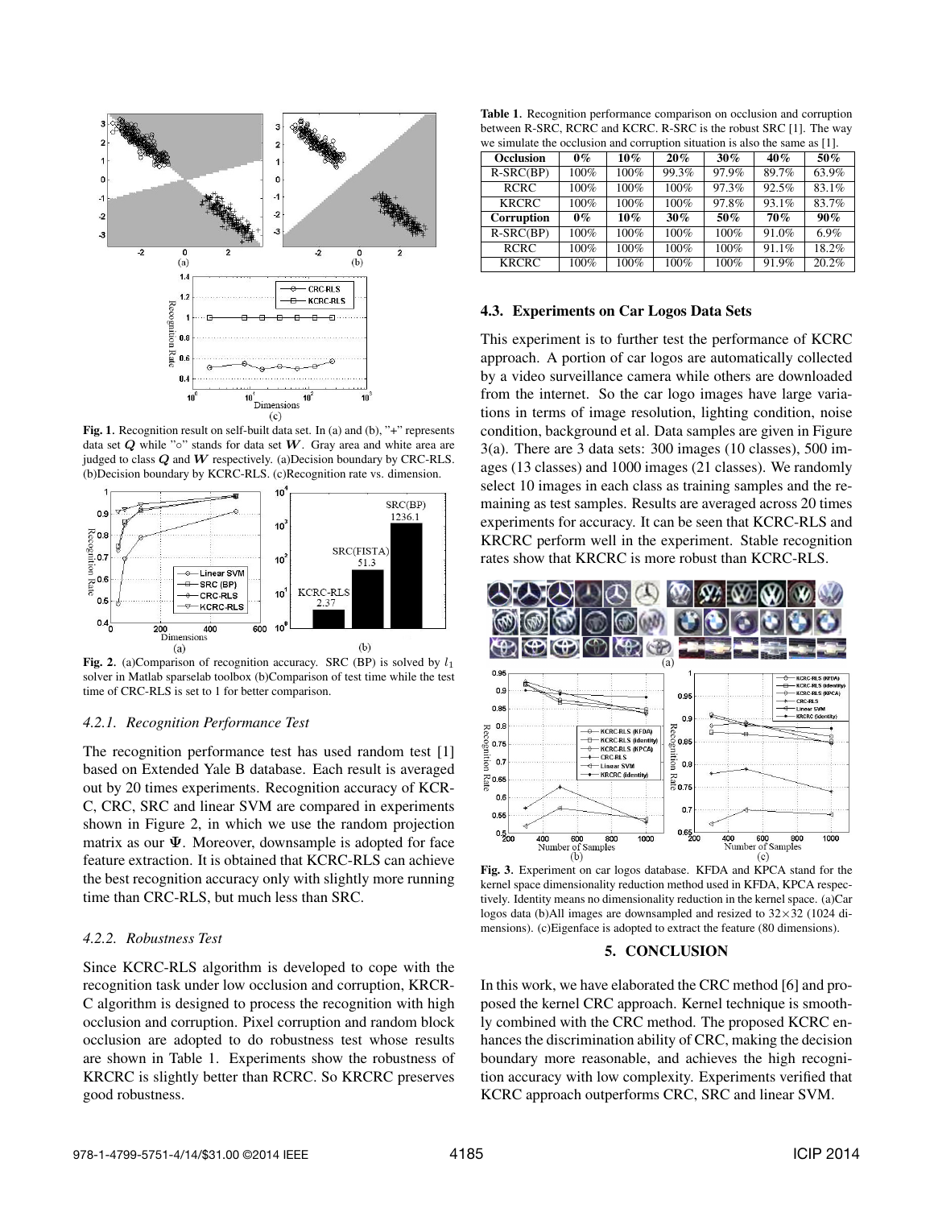Fig. 1. Recognition result on self-built data set. In (a) and (b), "+" represents data set $\boldsymbol{Q}$ while "○" stands for data set $\boldsymbol{W}$. Gray area and white area are judged to class $\boldsymbol{Q}$ and $\boldsymbol{W}$ respectively. (a)Decision boundary by CRC-RLS. (b)Decision boundary by KCRC-RLS. (c)Recognition rate vs. dimension.

Fig. 2. (a)Comparison of recognition accuracy. SRC (BP) is solved by $l_1$ solver in Matlab sparselab toolbox (b)Comparison of test time while the test time of CRC-RLS is set to 1 for better comparison.

#### 4.2.1. Recognition Performance Test

The recognition performance test has used random test [1] based on Extended Yale B database. Each result is averaged out by 20 times experiments. Recognition accuracy of KCRC, CRC, SRC and linear SVM are compared in experiments shown in Figure 2, in which we use the random projection matrix as our $\boldsymbol{\Psi}$. Moreover, downsample is adopted for face feature extraction. It is obtained that KCRC-RLS can achieve the best recognition accuracy only with slightly more running time than CRC-RLS, but much less than SRC.

#### 4.2.2. Robustness Test

Since KCRC-RLS algorithm is developed to cope with the recognition task under low occlusion and corruption, KRCRC algorithm is designed to process the recognition with high occlusion and corruption. Pixel corruption and random block occlusion are adopted to do robustness test whose results are shown in Table 1. Experiments show the robustness of KRCRC is slightly better than RCRC. So KRCRC preserves good robustness.

**Table 1.** Recognition performance comparison on occlusion and corruption between R-SRC, RCRC and KCRC. R-SRC is the robust SRC [1]. The way we simulate the occlusion and corruption situation is also the same as [1].

| **Occlusion** | **0%** | **10%** | **20%** | **30%** | **40%** | **50%** |
|---|---|---|---|---|---|---|
| R-SRC(BP) | 100% | 100% | 99.3% | 97.9% | 89.7% | 63.9% |
| RCRC | 100% | 100% | 100% | 97.3% | 92.5% | 83.1% |
| KRCRC | 100% | 100% | 100% | 97.8% | 93.1% | 83.7% |
| **Corruption** | **0%** | **10%** | **30%** | **50%** | **70%** | **90%** |
| R-SRC(BP) | 100% | 100% | 100% | 100% | 91.0% | 6.9% |
| RCRC | 100% | 100% | 100% | 100% | 91.1% | 18.2% |
| KRCRC | 100% | 100% | 100% | 100% | 91.9% | 20.2% |

### 4.3. Experiments on Car Logos Data Sets

This experiment is to further test the performance of KCRC approach. A portion of car logos are automatically collected by a video surveillance camera while others are downloaded from the internet. So the car logo images have large variations in terms of image resolution, lighting condition, noise condition, background et al. Data samples are given in Figure 3(a). There are 3 data sets: 300 images (10 classes), 500 images (13 classes) and 1000 images (21 classes). We randomly select 10 images in each class as training samples and the remaining as test samples. Results are averaged across 20 times experiments for accuracy. It can be seen that KCRC-RLS and KRCRC perform well in the experiment. Stable recognition rates show that KRCRC is more robust than KCRC-RLS.

Fig. 3. Experiment on car logos database. KFDA and KPCA stand for the kernel space dimensionality reduction method used in KFDA, KPCA respectively. Identity means no dimensionality reduction in the kernel space. (a)Car logos data (b)All images are downsampled and resized to 32×32 (1024 dimensions). (c)Eigenface is adopted to extract the feature (80 dimensions).

## 5. CONCLUSION

In this work, we have elaborated the CRC method [6] and proposed the kernel CRC approach. Kernel technique is smoothly combined with the CRC method. The proposed KCRC enhances the discrimination ability of CRC, making the decision boundary more reasonable, and achieves the high recognition accuracy with low complexity. Experiments verified that KCRC approach outperforms CRC, SRC and linear SVM.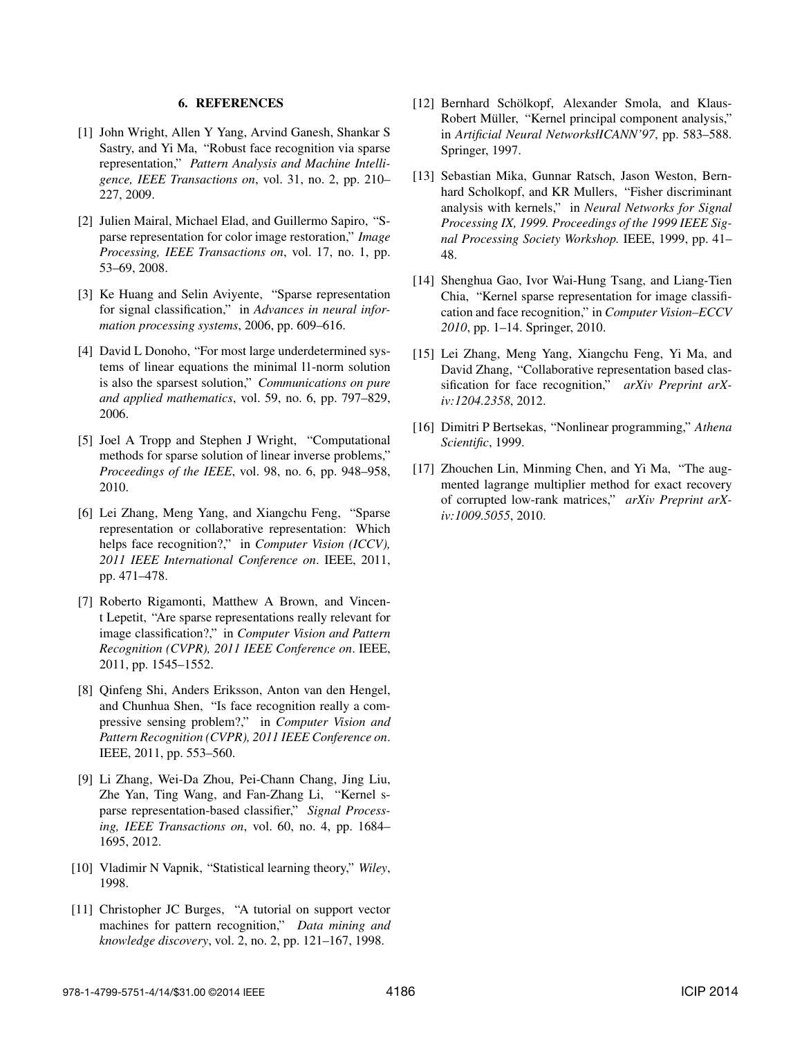## 6. REFERENCES

[1] John Wright, Allen Y Yang, Arvind Ganesh, Shankar S Sastry, and Yi Ma, "Robust face recognition via sparse representation," *Pattern Analysis and Machine Intelligence, IEEE Transactions on*, vol. 31, no. 2, pp. 210–227, 2009.

[2] Julien Mairal, Michael Elad, and Guillermo Sapiro, "Sparse representation for color image restoration," *Image Processing, IEEE Transactions on*, vol. 17, no. 1, pp. 53–69, 2008.

[3] Ke Huang and Selin Aviyente, "Sparse representation for signal classification," in *Advances in neural information processing systems*, 2006, pp. 609–616.

[4] David L Donoho, "For most large underdetermined systems of linear equations the minimal l1-norm solution is also the sparsest solution," *Communications on pure and applied mathematics*, vol. 59, no. 6, pp. 797–829, 2006.

[5] Joel A Tropp and Stephen J Wright, "Computational methods for sparse solution of linear inverse problems," *Proceedings of the IEEE*, vol. 98, no. 6, pp. 948–958, 2010.

[6] Lei Zhang, Meng Yang, and Xiangchu Feng, "Sparse representation or collaborative representation: Which helps face recognition?," in *Computer Vision (ICCV), 2011 IEEE International Conference on*. IEEE, 2011, pp. 471–478.

[7] Roberto Rigamonti, Matthew A Brown, and Vincent Lepetit, "Are sparse representations really relevant for image classification?," in *Computer Vision and Pattern Recognition (CVPR), 2011 IEEE Conference on*. IEEE, 2011, pp. 1545–1552.

[8] Qinfeng Shi, Anders Eriksson, Anton van den Hengel, and Chunhua Shen, "Is face recognition really a compressive sensing problem?," in *Computer Vision and Pattern Recognition (CVPR), 2011 IEEE Conference on*. IEEE, 2011, pp. 553–560.

[9] Li Zhang, Wei-Da Zhou, Pei-Chann Chang, Jing Liu, Zhe Yan, Ting Wang, and Fan-Zhang Li, "Kernel sparse representation-based classifier," *Signal Processing, IEEE Transactions on*, vol. 60, no. 4, pp. 1684–1695, 2012.

[10] Vladimir N Vapnik, "Statistical learning theory," *Wiley*, 1998.

[11] Christopher JC Burges, "A tutorial on support vector machines for pattern recognition," *Data mining and knowledge discovery*, vol. 2, no. 2, pp. 121–167, 1998.

[12] Bernhard Schölkopf, Alexander Smola, and Klaus-Robert Müller, "Kernel principal component analysis," in *Artificial Neural NetworksłICANN'97*, pp. 583–588. Springer, 1997.

[13] Sebastian Mika, Gunnar Ratsch, Jason Weston, Bernhard Scholkopf, and KR Mullers, "Fisher discriminant analysis with kernels," in *Neural Networks for Signal Processing IX, 1999. Proceedings of the 1999 IEEE Signal Processing Society Workshop.* IEEE, 1999, pp. 41–48.

[14] Shenghua Gao, Ivor Wai-Hung Tsang, and Liang-Tien Chia, "Kernel sparse representation for image classification and face recognition," in *Computer Vision–ECCV 2010*, pp. 1–14. Springer, 2010.

[15] Lei Zhang, Meng Yang, Xiangchu Feng, Yi Ma, and David Zhang, "Collaborative representation based classification for face recognition," *arXiv Preprint arXiv:1204.2358*, 2012.

[16] Dimitri P Bertsekas, "Nonlinear programming," *Athena Scientific*, 1999.

[17] Zhouchen Lin, Minming Chen, and Yi Ma, "The augmented lagrange multiplier method for exact recovery of corrupted low-rank matrices," *arXiv Preprint arXiv:1009.5055*, 2010.